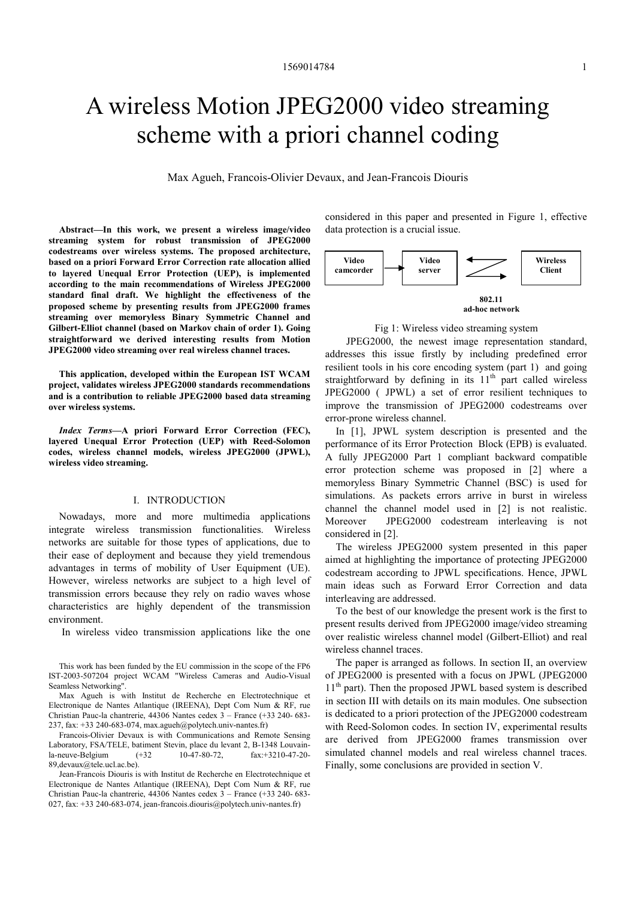# A wireless Motion JPEG2000 video streaming scheme with a priori channel coding

Max Agueh, Francois-Olivier Devaux, and Jean-Francois Diouris

**Abstract—In this work, we present a wireless image/video streaming system for robust transmission of JPEG2000 codestreams over wireless systems. The proposed architecture, based on a priori Forward Error Correction rate allocation allied to layered Unequal Error Protection (UEP), is implemented according to the main recommendations of Wireless JPEG2000 standard final draft. We highlight the effectiveness of the proposed scheme by presenting results from JPEG2000 frames streaming over memoryless Binary Symmetric Channel and Gilbert-Elliot channel (based on Markov chain of order 1). Going straightforward we derived interesting results from Motion JPEG2000 video streaming over real wireless channel traces.**

**This application, developed within the European IST WCAM project, validates wireless JPEG2000 standards recommendations and is a contribution to reliable JPEG2000 based data streaming over wireless systems.**

***Index Terms*—A priori Forward Error Correction (FEC), layered Unequal Error Protection (UEP) with Reed-Solomon codes, wireless channel models, wireless JPEG2000 (JPWL), wireless video streaming.**

## I. INTRODUCTION

Nowadays, more and more multimedia applications integrate wireless transmission functionalities. Wireless networks are suitable for those types of applications, due to their ease of deployment and because they yield tremendous advantages in terms of mobility of User Equipment (UE). However, wireless networks are subject to a high level of transmission errors because they rely on radio waves whose characteristics are highly dependent of the transmission environment.

In wireless video transmission applications like the one considered in this paper and presented in Figure 1, effective data protection is a crucial issue.

Video camcorder → Video server ⇄ Wireless Client (802.11 ad-hoc network)

Fig 1: Wireless video streaming system

JPEG2000, the newest image representation standard, addresses this issue firstly by including predefined error resilient tools in his core encoding system (part 1) and going straightforward by defining in its 11[th] part called wireless JPEG2000 ( JPWL) a set of error resilient techniques to improve the transmission of JPEG2000 codestreams over error-prone wireless channel.

In [1], JPWL system description is presented and the performance of its Error Protection Block (EPB) is evaluated. A fully JPEG2000 Part 1 compliant backward compatible error protection scheme was proposed in [2] where a memoryless Binary Symmetric Channel (BSC) is used for simulations. As packets errors arrive in burst in wireless channel the channel model used in [2] is not realistic. Moreover JPEG2000 codestream interleaving is not considered in [2].

The wireless JPEG2000 system presented in this paper aimed at highlighting the importance of protecting JPEG2000 codestream according to JPWL specifications. Hence, JPWL main ideas such as Forward Error Correction and data interleaving are addressed.

To the best of our knowledge the present work is the first to present results derived from JPEG2000 image/video streaming over realistic wireless channel model (Gilbert-Elliot) and real wireless channel traces.

The paper is arranged as follows. In section II, an overview of JPEG2000 is presented with a focus on JPWL (JPEG2000 11[th] part). Then the proposed JPWL based system is described in section III with details on its main modules. One subsection is dedicated to a priori protection of the JPEG2000 codestream with Reed-Solomon codes. In section IV, experimental results are derived from JPEG2000 frames transmission over simulated channel models and real wireless channel traces. Finally, some conclusions are provided in section V.

---

This work has been funded by the EU commission in the scope of the FP6 IST-2003-507204 project WCAM "Wireless Cameras and Audio-Visual Seamless Networking".

Max Agueh is with Institut de Recherche en Electrotechnique et Electronique de Nantes Atlantique (IREENA), Dept Com Num & RF, rue Christian Pauc-la chantrerie, 44306 Nantes cedex 3 – France (+33 240- 683-237, fax: +33 240-683-074, max.agueh@polytech.univ-nantes.fr)

Francois-Olivier Devaux is with Communications and Remote Sensing Laboratory, FSA/TELE, batiment Stevin, place du levant 2, B-1348 Louvain-la-neuve-Belgium (+32 10-47-80-72, fax:+3210-47-20-89,devaux@tele.ucl.ac.be).

Jean-Francois Diouris is with Institut de Recherche en Electrotechnique et Electronique de Nantes Atlantique (IREENA), Dept Com Num & RF, rue Christian Pauc-la chantrerie, 44306 Nantes cedex 3 – France (+33 240- 683-027, fax: +33 240-683-074, jean-francois.diouris@polytech.univ-nantes.fr)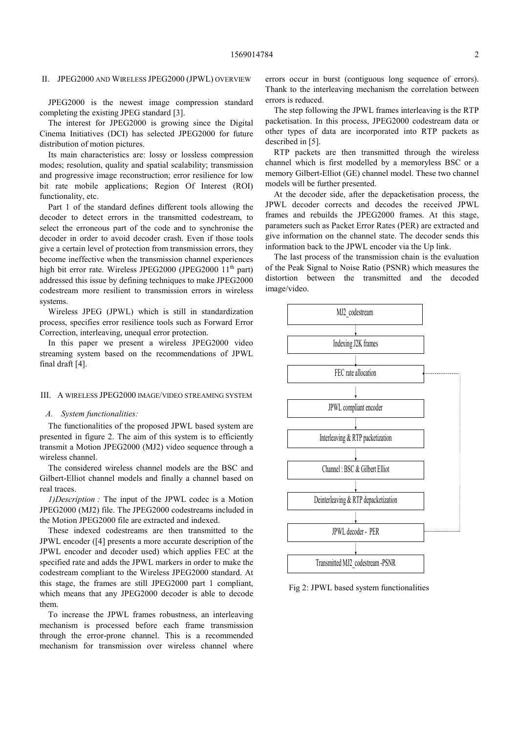## II. JPEG2000 AND WIRELESS JPEG2000 (JPWL) OVERVIEW

JPEG2000 is the newest image compression standard completing the existing JPEG standard [3].

The interest for JPEG2000 is growing since the Digital Cinema Initiatives (DCI) has selected JPEG2000 for future distribution of motion pictures.

Its main characteristics are: lossy or lossless compression modes; resolution, quality and spatial scalability; transmission and progressive image reconstruction; error resilience for low bit rate mobile applications; Region Of Interest (ROI) functionality, etc.

Part 1 of the standard defines different tools allowing the decoder to detect errors in the transmitted codestream, to select the erroneous part of the code and to synchronise the decoder in order to avoid decoder crash. Even if those tools give a certain level of protection from transmission errors, they become ineffective when the transmission channel experiences high bit error rate. Wireless JPEG2000 (JPEG2000 11th part) addressed this issue by defining techniques to make JPEG2000 codestream more resilient to transmission errors in wireless systems.

Wireless JPEG (JPWL) which is still in standardization process, specifies error resilience tools such as Forward Error Correction, interleaving, unequal error protection.

In this paper we present a wireless JPEG2000 video streaming system based on the recommendations of JPWL final draft [4].

## III. A WIRELESS JPEG2000 IMAGE/VIDEO STREAMING SYSTEM

### *A. System functionalities:*

The functionalities of the proposed JPWL based system are presented in figure 2. The aim of this system is to efficiently transmit a Motion JPEG2000 (MJ2) video sequence through a wireless channel.

The considered wireless channel models are the BSC and Gilbert-Elliott channel models and finally a channel based on real traces.

*1)Description :* The input of the JPWL codec is a Motion JPEG2000 (MJ2) file. The JPEG2000 codestreams included in the Motion JPEG2000 file are extracted and indexed.

These indexed codestreams are then transmitted to the JPWL encoder ([4] presents a more accurate description of the JPWL encoder and decoder used) which applies FEC at the specified rate and adds the JPWL markers in order to make the codestream compliant to the Wireless JPEG2000 standard. At this stage, the frames are still JPEG2000 part 1 compliant, which means that any JPEG2000 decoder is able to decode them.

To increase the JPWL frames robustness, an interleaving mechanism is processed before each frame transmission through the error-prone channel. This is a recommended mechanism for transmission over wireless channel where errors occur in burst (contiguous long sequence of errors). Thank to the interleaving mechanism the correlation between errors is reduced.

The step following the JPWL frames interleaving is the RTP packetisation. In this process, JPEG2000 codestream data or other types of data are incorporated into RTP packets as described in [5].

RTP packets are then transmitted through the wireless channel which is first modelled by a memoryless BSC or a memory Gilbert-Elliot (GE) channel model. These two channel models will be further presented.

At the decoder side, after the depacketisation process, the JPWL decoder corrects and decodes the received JPWL frames and rebuilds the JPEG2000 frames. At this stage, parameters such as Packet Error Rates (PER) are extracted and give information on the channel state. The decoder sends this information back to the JPWL encoder via the Up link.

The last process of the transmission chain is the evaluation of the Peak Signal to Noise Ratio (PSNR) which measures the distortion between the transmitted and the decoded image/video.

MJ2_codestream → Indexing J2K frames → FEC rate allocation → JPWL compliant encoder → Interleaving & RTP packetization → Channel : BSC & Gilbert Elliot → Deinterleaving & RTP depacketization → JPWL decoder - PER → Transmitted MJ2_codestream -PSNR

Fig 2: JPWL based system functionalities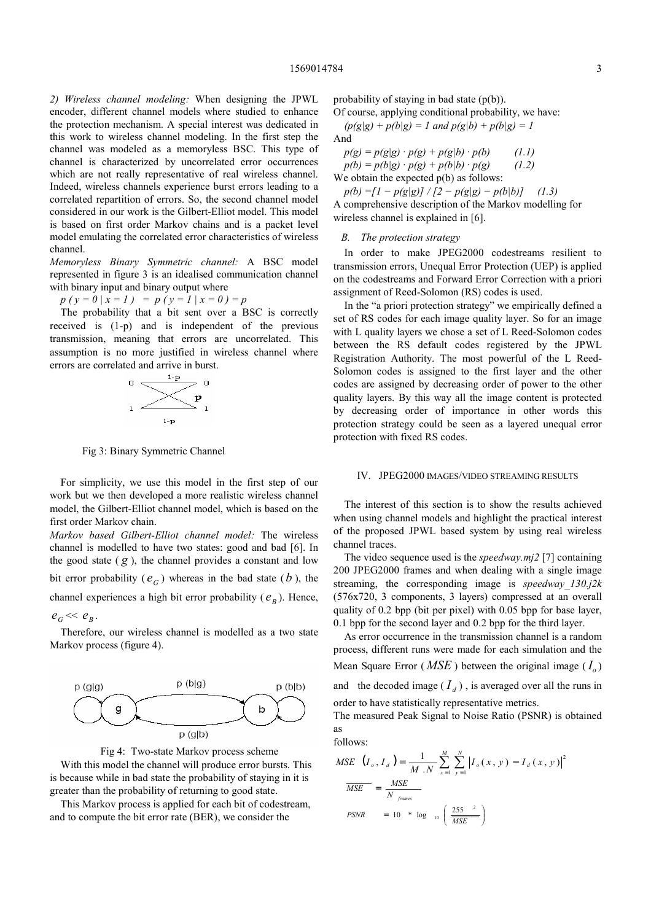*2) Wireless channel modeling:* When designing the JPWL encoder, different channel models where studied to enhance the protection mechanism. A special interest was dedicated in this work to wireless channel modeling. In the first step the channel was modeled as a memoryless BSC. This type of channel is characterized by uncorrelated error occurrences which are not really representative of real wireless channel. Indeed, wireless channels experience burst errors leading to a correlated repartition of errors. So, the second channel model considered in our work is the Gilbert-Elliot model. This model is based on first order Markov chains and is a packet level model emulating the correlated error characteristics of wireless channel.

*Memoryless Binary Symmetric channel:* A BSC model represented in figure 3 is an idealised communication channel with binary input and binary output where

$p ( y = 0 \mid x = 1 ) = p ( y = 1 \mid x = 0 ) = p$

The probability that a bit sent over a BSC is correctly received is (1-p) and is independent of the previous transmission, meaning that errors are uncorrelated. This assumption is no more justified in wireless channel where errors are correlated and arrive in burst.

Fig 3: Binary Symmetric Channel

For simplicity, we use this model in the first step of our work but we then developed a more realistic wireless channel model, the Gilbert-Elliot channel model, which is based on the first order Markov chain.

*Markov based Gilbert-Elliot channel model:* The wireless channel is modelled to have two states: good and bad [6]. In the good state ($g$), the channel provides a constant and low bit error probability ($e_G$) whereas in the bad state ($b$), the channel experiences a high bit error probability ($e_B$). Hence, $e_G << e_B$.

Therefore, our wireless channel is modelled as a two state Markov process (figure 4).

Fig 4: Two-state Markov process scheme

With this model the channel will produce error bursts. This is because while in bad state the probability of staying in it is greater than the probability of returning to good state.

This Markov process is applied for each bit of codestream, and to compute the bit error rate (BER), we consider the probability of staying in bad state (p(b)).

Of course, applying conditional probability, we have:

$(p(g|g) + p(b|g) = 1$ and $p(g|b) + p(b|g) = 1$

And

$p(g) = p(g|g) \cdot p(g) + p(g|b) \cdot p(b)$ (1.1)

$p(b) = p(b|g) \cdot p(g) + p(b|b) \cdot p(g)$ (1.2)

We obtain the expected p(b) as follows:

$p(b) = [1 - p(g|g)] / [2 - p(g|g) - p(b|b)]$ (1.3)

A comprehensive description of the Markov modelling for wireless channel is explained in [6].

### B. The protection strategy

In order to make JPEG2000 codestreams resilient to transmission errors, Unequal Error Protection (UEP) is applied on the codestreams and Forward Error Correction with a priori assignment of Reed-Solomon (RS) codes is used.

In the "a priori protection strategy" we empirically defined a set of RS codes for each image quality layer. So for an image with L quality layers we chose a set of L Reed-Solomon codes between the RS default codes registered by the JPWL Registration Authority. The most powerful of the L Reed-Solomon codes is assigned to the first layer and the other codes are assigned by decreasing order of power to the other quality layers. By this way all the image content is protected by decreasing order of importance in other words this protection strategy could be seen as a layered unequal error protection with fixed RS codes.

## IV. JPEG2000 IMAGES/VIDEO STREAMING RESULTS

The interest of this section is to show the results achieved when using channel models and highlight the practical interest of the proposed JPWL based system by using real wireless channel traces.

The video sequence used is the *speedway.mj2* [7] containing 200 JPEG2000 frames and when dealing with a single image streaming, the corresponding image is *speedway_130.j2k* (576x720, 3 components, 3 layers) compressed at an overall quality of 0.2 bpp (bit per pixel) with 0.05 bpp for base layer, 0.1 bpp for the second layer and 0.2 bpp for the third layer.

As error occurrence in the transmission channel is a random process, different runs were made for each simulation and the Mean Square Error ($MSE$) between the original image ($I_o$) and the decoded image ($I_d$), is averaged over all the runs in order to have statistically representative metrics.

The measured Peak Signal to Noise Ratio (PSNR) is obtained as follows:

$$MSE\ (I_o, I_d) = \frac{1}{M.N} \sum_{x=1}^{M} \sum_{y=1}^{N} \left| I_o(x,y) - I_d(x,y) \right|^2$$

$$\overline{MSE} = \frac{MSE}{N_{frames}}$$

$$PSNR = 10 * \log_{10} \left( \frac{255^2}{\overline{MSE}} \right)$$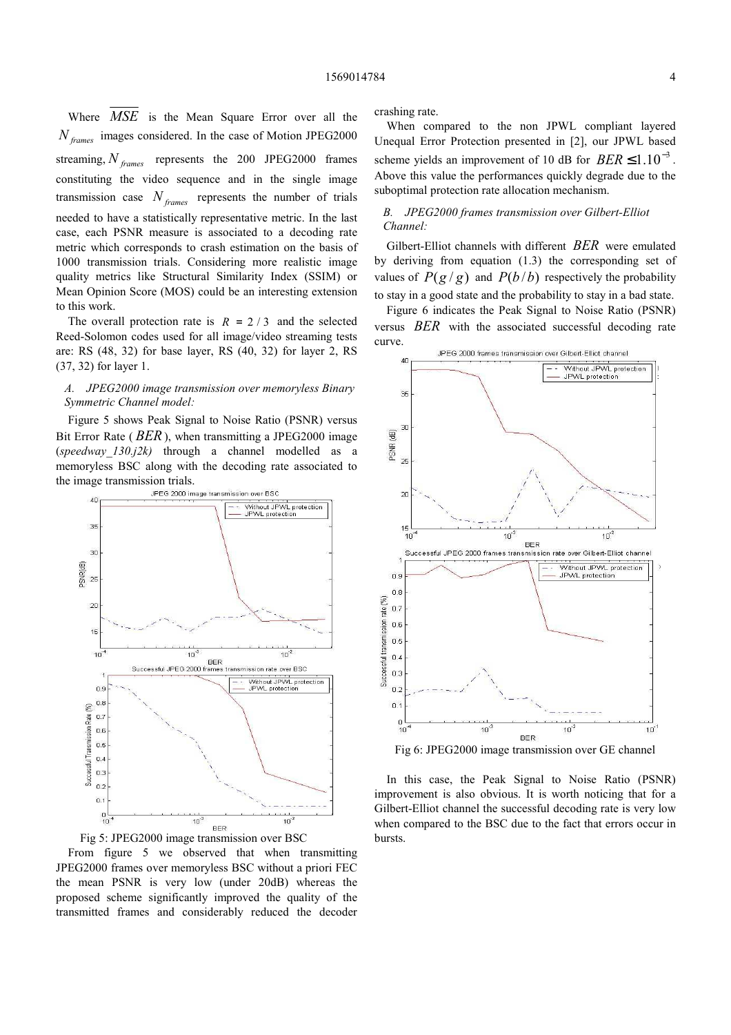Where $\overline{MSE}$ is the Mean Square Error over all the $N_{frames}$ images considered. In the case of Motion JPEG2000 streaming, $N_{frames}$ represents the 200 JPEG2000 frames constituting the video sequence and in the single image transmission case $N_{frames}$ represents the number of trials needed to have a statistically representative metric. In the last case, each PSNR measure is associated to a decoding rate metric which corresponds to crash estimation on the basis of 1000 transmission trials. Considering more realistic image quality metrics like Structural Similarity Index (SSIM) or Mean Opinion Score (MOS) could be an interesting extension to this work.

The overall protection rate is $R = 2/3$ and the selected Reed-Solomon codes used for all image/video streaming tests are: RS (48, 32) for base layer, RS (40, 32) for layer 2, RS (37, 32) for layer 1.

### *A. JPEG2000 image transmission over memoryless Binary Symmetric Channel model:*

Figure 5 shows Peak Signal to Noise Ratio (PSNR) versus Bit Error Rate ( $BER$ ), when transmitting a JPEG2000 image (*speedway_130.j2k)* through a channel modelled as a memoryless BSC along with the decoding rate associated to the image transmission trials.

Fig 5: JPEG2000 image transmission over BSC

From figure 5 we observed that when transmitting JPEG2000 frames over memoryless BSC without a priori FEC the mean PSNR is very low (under 20dB) whereas the proposed scheme significantly improved the quality of the transmitted frames and considerably reduced the decoder crashing rate.

When compared to the non JPWL compliant layered Unequal Error Protection presented in [2], our JPWL based scheme yields an improvement of 10 dB for $BER \leq 1.10^{-3}$. Above this value the performances quickly degrade due to the suboptimal protection rate allocation mechanism.

### *B. JPEG2000 frames transmission over Gilbert-Elliot Channel:*

Gilbert-Elliot channels with different $BER$ were emulated by deriving from equation (1.3) the corresponding set of values of $P(g/g)$ and $P(b/b)$ respectively the probability to stay in a good state and the probability to stay in a bad state.

Figure 6 indicates the Peak Signal to Noise Ratio (PSNR) versus $BER$ with the associated successful decoding rate curve.

Fig 6: JPEG2000 image transmission over GE channel

In this case, the Peak Signal to Noise Ratio (PSNR) improvement is also obvious. It is worth noticing that for a Gilbert-Elliot channel the successful decoding rate is very low when compared to the BSC due to the fact that errors occur in bursts.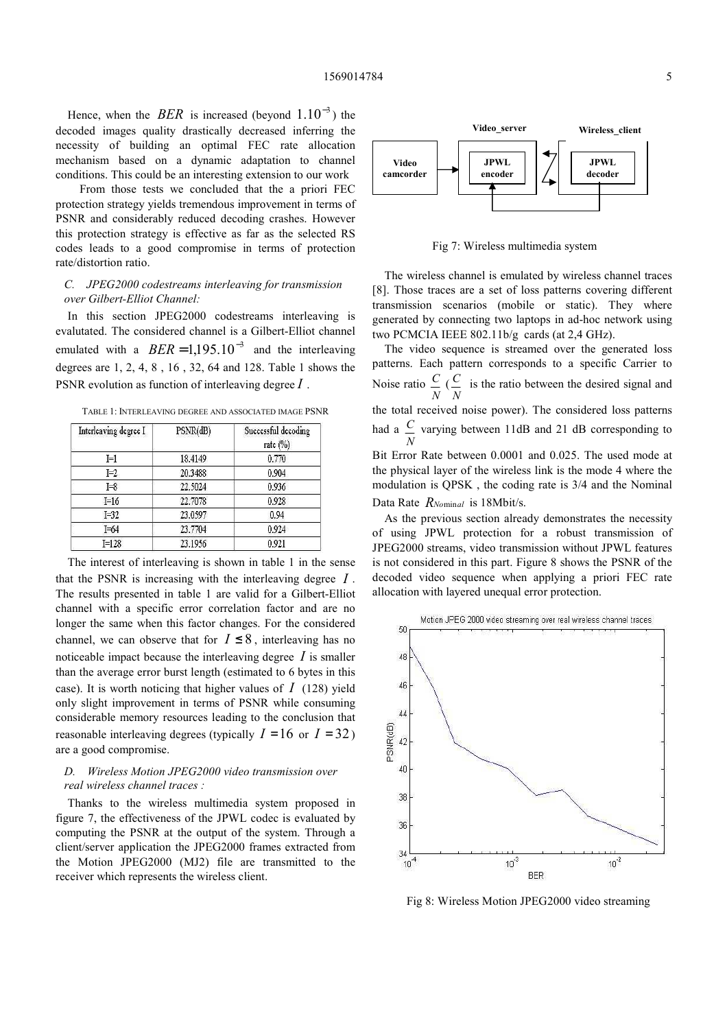Hence, when the $BER$ is increased (beyond $1.10^{-3}$) the decoded images quality drastically decreased inferring the necessity of building an optimal FEC rate allocation mechanism based on a dynamic adaptation to channel conditions. This could be an interesting extension to our work

From those tests we concluded that the a priori FEC protection strategy yields tremendous improvement in terms of PSNR and considerably reduced decoding crashes. However this protection strategy is effective as far as the selected RS codes leads to a good compromise in terms of protection rate/distortion ratio.

### *C. JPEG2000 codestreams interleaving for transmission over Gilbert-Elliot Channel:*

In this section JPEG2000 codestreams interleaving is evalutated. The considered channel is a Gilbert-Elliot channel emulated with a $BER = 1{,}195.10^{-3}$ and the interleaving degrees are 1, 2, 4, 8 , 16 , 32, 64 and 128. Table 1 shows the PSNR evolution as function of interleaving degree $I$ .

TABLE 1: INTERLEAVING DEGREE AND ASSOCIATED IMAGE PSNR

| Interleaving degree I | PSNR(dB) | Successful decoding rate (%) |
|---|---|---|
| I=1 | 18.4149 | 0.770 |
| I=2 | 20.3488 | 0.904 |
| I=8 | 22.5024 | 0.936 |
| I=16 | 22.7078 | 0.928 |
| I=32 | 23.0597 | 0.94 |
| I=64 | 23.7704 | 0.924 |
| I=128 | 23.1956 | 0.921 |

The interest of interleaving is shown in table 1 in the sense that the PSNR is increasing with the interleaving degree $I$ . The results presented in table 1 are valid for a Gilbert-Elliot channel with a specific error correlation factor and are no longer the same when this factor changes. For the considered channel, we can observe that for $I \leq 8$ , interleaving has no noticeable impact because the interleaving degree $I$ is smaller than the average error burst length (estimated to 6 bytes in this case). It is worth noticing that higher values of $I$ (128) yield only slight improvement in terms of PSNR while consuming considerable memory resources leading to the conclusion that reasonable interleaving degrees (typically $I = 16$ or $I = 32$ ) are a good compromise.

### *D. Wireless Motion JPEG2000 video transmission over real wireless channel traces :*

Thanks to the wireless multimedia system proposed in figure 7, the effectiveness of the JPWL codec is evaluated by computing the PSNR at the output of the system. Through a client/server application the JPEG2000 frames extracted from the Motion JPEG2000 (MJ2) file are transmitted to the receiver which represents the wireless client.

Fig 7: Wireless multimedia system

The wireless channel is emulated by wireless channel traces [8]. Those traces are a set of loss patterns covering different transmission scenarios (mobile or static). They where generated by connecting two laptops in ad-hoc network using two PCMCIA IEEE 802.11b/g cards (at 2,4 GHz).

The video sequence is streamed over the generated loss patterns. Each pattern corresponds to a specific Carrier to Noise ratio $\frac{C}{N}$ ($\frac{C}{N}$ is the ratio between the desired signal and the total received noise power). The considered loss patterns had a $\frac{C}{N}$ varying between 11dB and 21 dB corresponding to Bit Error Rate between 0.0001 and 0.025. The used mode at the physical layer of the wireless link is the mode 4 where the modulation is QPSK , the coding rate is 3/4 and the Nominal Data Rate $R_{Nominal}$ is 18Mbit/s.

As the previous section already demonstrates the necessity of using JPWL protection for a robust transmission of JPEG2000 streams, video transmission without JPWL features is not considered in this part. Figure 8 shows the PSNR of the decoded video sequence when applying a priori FEC rate allocation with layered unequal error protection.

Fig 8: Wireless Motion JPEG2000 video streaming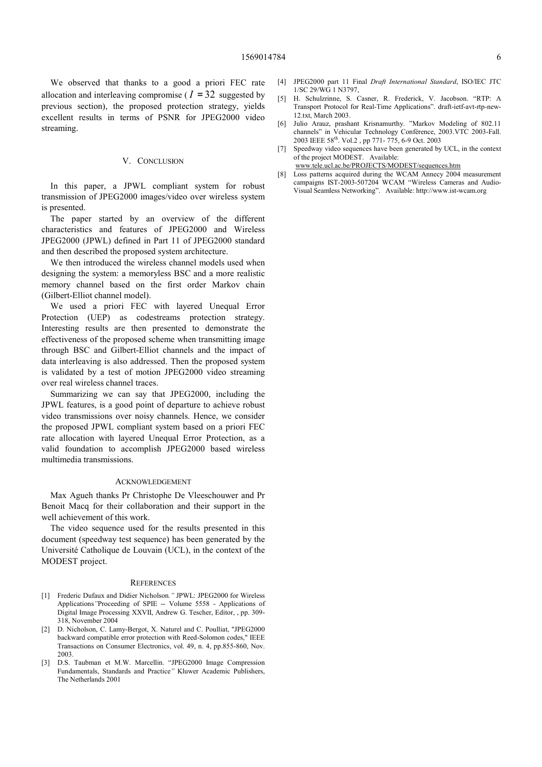We observed that thanks to a good a priori FEC rate allocation and interleaving compromise ( $I = 32$ suggested by previous section), the proposed protection strategy, yields excellent results in terms of PSNR for JPEG2000 video streaming.

## V. Conclusion

In this paper, a JPWL compliant system for robust transmission of JPEG2000 images/video over wireless system is presented.

The paper started by an overview of the different characteristics and features of JPEG2000 and Wireless JPEG2000 (JPWL) defined in Part 11 of JPEG2000 standard and then described the proposed system architecture.

We then introduced the wireless channel models used when designing the system: a memoryless BSC and a more realistic memory channel based on the first order Markov chain (Gilbert-Elliot channel model).

We used a priori FEC with layered Unequal Error Protection (UEP) as codestreams protection strategy. Interesting results are then presented to demonstrate the effectiveness of the proposed scheme when transmitting image through BSC and Gilbert-Elliot channels and the impact of data interleaving is also addressed. Then the proposed system is validated by a test of motion JPEG2000 video streaming over real wireless channel traces.

Summarizing we can say that JPEG2000, including the JPWL features, is a good point of departure to achieve robust video transmissions over noisy channels. Hence, we consider the proposed JPWL compliant system based on a priori FEC rate allocation with layered Unequal Error Protection, as a valid foundation to accomplish JPEG2000 based wireless multimedia transmissions.

## Acknowledgement

Max Agueh thanks Pr Christophe De Vleeschouwer and Pr Benoit Macq for their collaboration and their support in the well achievement of this work.

The video sequence used for the results presented in this document (speedway test sequence) has been generated by the Université Catholique de Louvain (UCL), in the context of the MODEST project.

## References

[1] Frederic Dufaux and Didier Nicholson*."* JPWL: JPEG2000 for Wireless Applications*"*Proceeding of SPIE -- Volume 5558 - Applications of Digital Image Processing XXVII, Andrew G. Tescher, Editor, , pp. 309-318, November 2004

[2] D. Nicholson, C. Lamy-Bergot, X. Naturel and C. Poulliat, "JPEG2000 backward compatible error protection with Reed-Solomon codes," IEEE Transactions on Consumer Electronics, vol. 49, n. 4, pp.855-860, Nov. 2003.

[3] D.S. Taubman et M.W. Marcellin. "JPEG2000 Image Compression Fundamentals, Standards and Practice*"* Kluwer Academic Publishers, The Netherlands 2001

[4] JPEG2000 part 11 Final *Draft International Standard*, ISO/IEC JTC 1/SC 29/WG 1 N3797,

[5] H. Schulzrinne, S. Casner, R. Frederick, V. Jacobson. "RTP: A Transport Protocol for Real-Time Applications". draft-ietf-avt-rtp-new-12.txt, March 2003.

[6] Julio Arauz, prashant Krisnamurthy. "Markov Modeling of 802.11 channels" in Vehicular Technology Conférence, 2003.VTC 2003-Fall. 2003 IEEE 58th. Vol.2 , pp 771- 775, 6-9 Oct. 2003

[7] Speedway video sequences have been generated by UCL, in the context of the project MODEST. Available: www.tele.ucl.ac.be/PROJECTS/MODEST/sequences.htm

[8] Loss patterns acquired during the WCAM Annecy 2004 measurement campaigns IST-2003-507204 WCAM "Wireless Cameras and Audio-Visual Seamless Networking". Available: http://www.ist-wcam.org